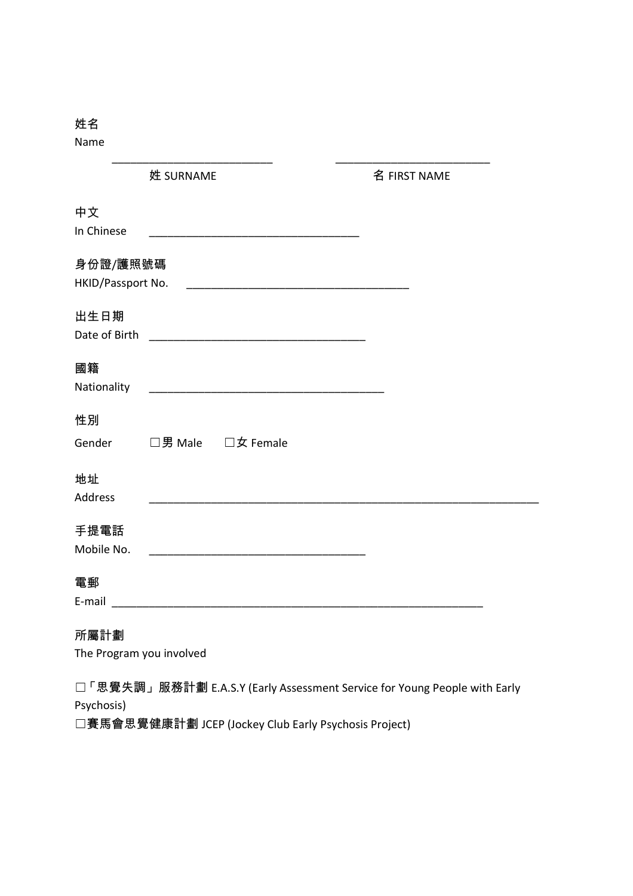姓名
Name

___________________________ ___________________________
姓 SURNAME 名 FIRST NAME

中文
In Chinese ____________________________________

身份證/護照號碼
HKID/Passport No. ______________________________________

出生日期
Date of Birth _____________________________________

國籍
Nationality ________________________________________

性別
Gender ☐男 Male ☐女 Female

地址
Address ____________________________________________________________________

手提電話
Mobile No. _____________________________________

電郵
E-mail ________________________________________________________________

所屬計劃
The Program you involved

☐「思覺失調」服務計劃 E.A.S.Y (Early Assessment Service for Young People with Early Psychosis)
☐賽馬會思覺健康計劃 JCEP (Jockey Club Early Psychosis Project)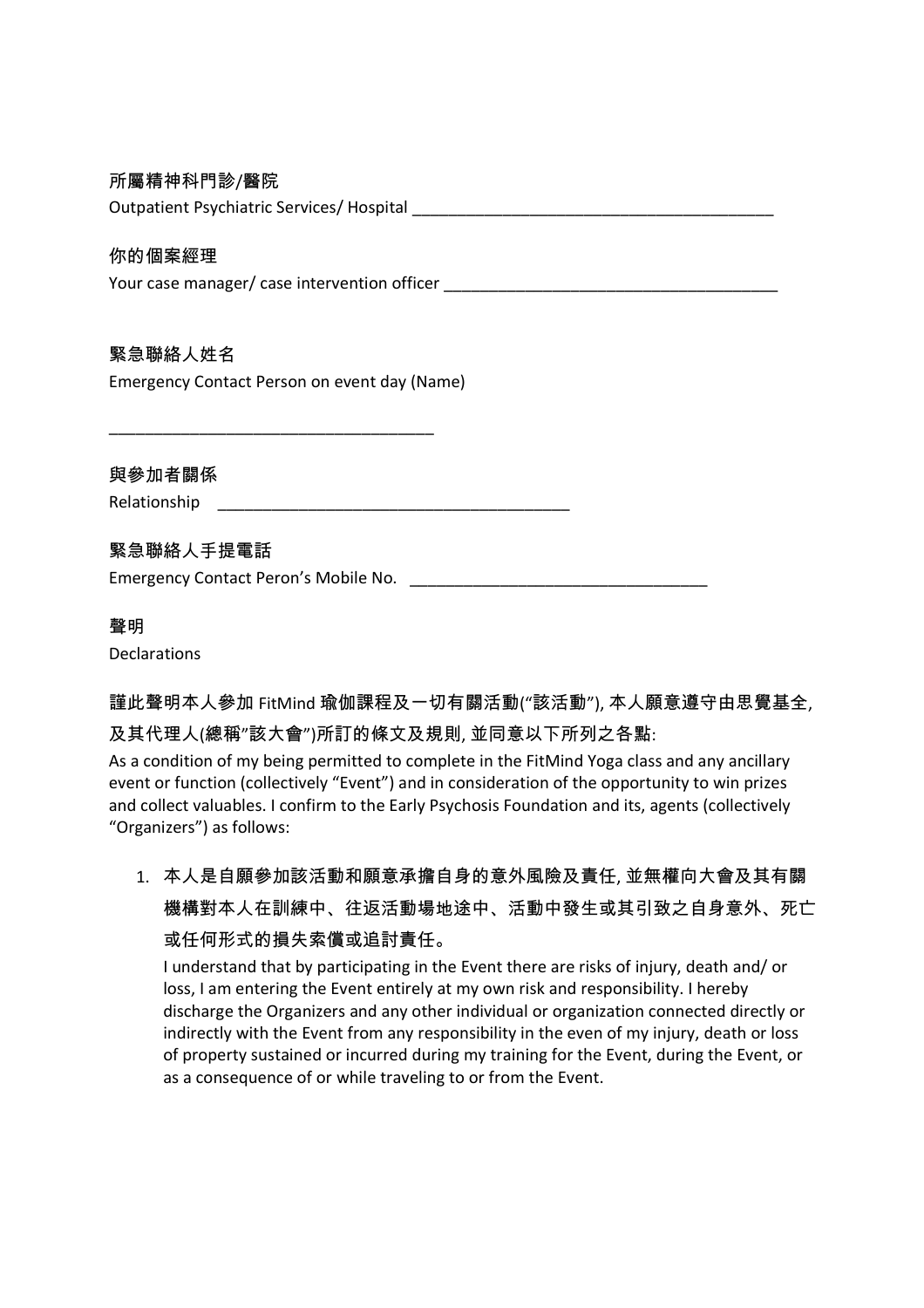所屬精神科門診/醫院

Outpatient Psychiatric Services/ Hospital ________________________________________

你的個案經理

Your case manager/ case intervention officer _____________________________________

緊急聯絡人姓名

Emergency Contact Person on event day (Name)

____________________________________

與參加者關係

Relationship ________________________________________

緊急聯絡人手提電話

Emergency Contact Peron's Mobile No. _________________________________

聲明

Declarations

謹此聲明本人參加 FitMind 瑜伽課程及一切有關活動("該活動"), 本人願意遵守由思覺基金, 及其代理人(總稱"該大會")所訂的條文及規則, 並同意以下所列之各點:

As a condition of my being permitted to complete in the FitMind Yoga class and any ancillary event or function (collectively "Event") and in consideration of the opportunity to win prizes and collect valuables. I confirm to the Early Psychosis Foundation and its, agents (collectively "Organizers") as follows:

1. 本人是自願參加該活動和願意承擔自身的意外風險及責任, 並無權向大會及其有關機構對本人在訓練中、往返活動場地途中、活動中發生或其引致之自身意外、死亡或任何形式的損失索償或追討責任。

   I understand that by participating in the Event there are risks of injury, death and/ or loss, I am entering the Event entirely at my own risk and responsibility. I hereby discharge the Organizers and any other individual or organization connected directly or indirectly with the Event from any responsibility in the even of my injury, death or loss of property sustained or incurred during my training for the Event, during the Event, or as a consequence of or while traveling to or from the Event.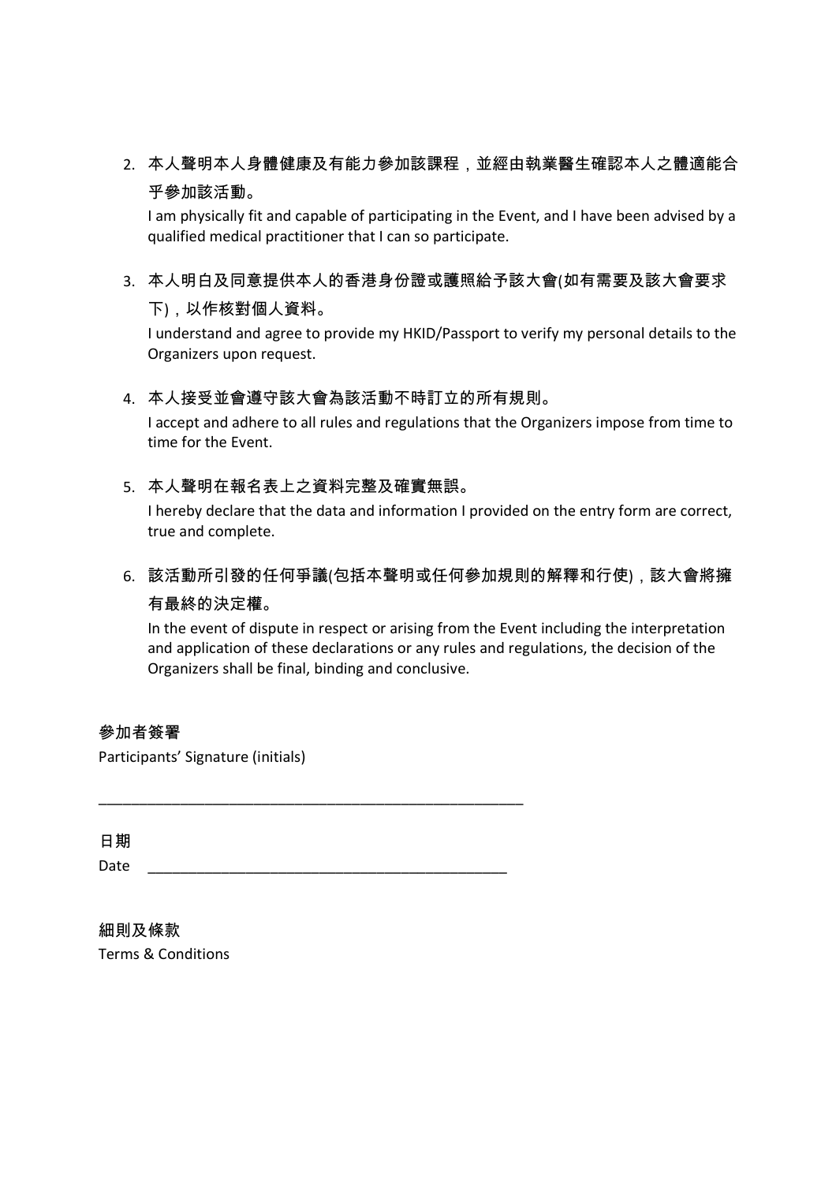2. 本人聲明本人身體健康及有能力參加該課程，並經由執業醫生確認本人之體適能合乎參加該活動。
   I am physically fit and capable of participating in the Event, and I have been advised by a qualified medical practitioner that I can so participate.

3. 本人明白及同意提供本人的香港身份證或護照給予該大會(如有需要及該大會要求下)，以作核對個人資料。
   I understand and agree to provide my HKID/Passport to verify my personal details to the Organizers upon request.

4. 本人接受並會遵守該大會為該活動不時訂立的所有規則。
   I accept and adhere to all rules and regulations that the Organizers impose from time to time for the Event.

5. 本人聲明在報名表上之資料完整及確實無誤。
   I hereby declare that the data and information I provided on the entry form are correct, true and complete.

6. 該活動所引發的任何爭議(包括本聲明或任何參加規則的解釋和行使)，該大會將擁有最終的決定權。
   In the event of dispute in respect or arising from the Event including the interpretation and application of these declarations or any rules and regulations, the decision of the Organizers shall be final, binding and conclusive.

參加者簽署
Participants' Signature (initials)

_______________________________________________________

日期
Date _______________________________________________

細則及條款
Terms & Conditions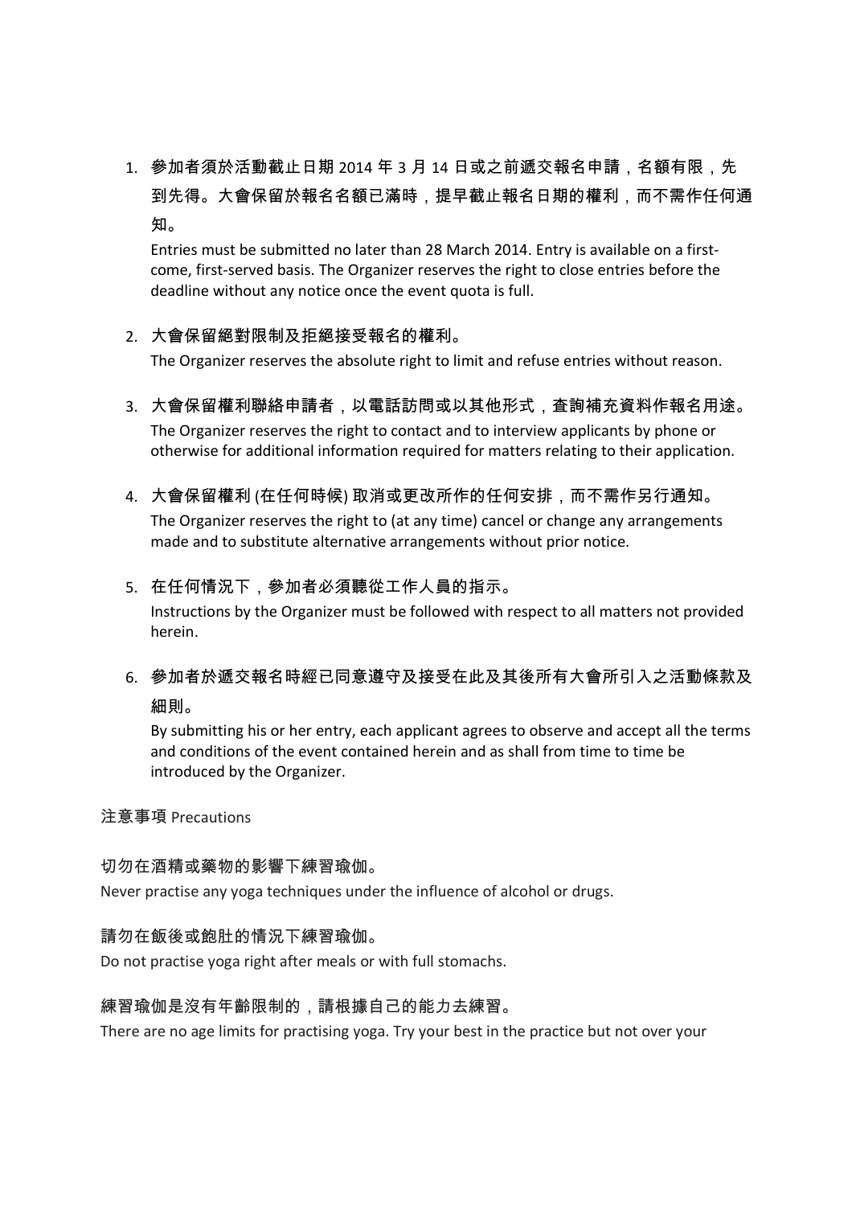1. 參加者須於活動截止日期 2014 年 3 月 14 日或之前遞交報名申請，名額有限，先到先得。大會保留於報名名額已滿時，提早截止報名日期的權利，而不需作任何通知。
   Entries must be submitted no later than 28 March 2014. Entry is available on a first-come, first-served basis. The Organizer reserves the right to close entries before the deadline without any notice once the event quota is full.

2. 大會保留絕對限制及拒絕接受報名的權利。
   The Organizer reserves the absolute right to limit and refuse entries without reason.

3. 大會保留權利聯絡申請者，以電話訪問或以其他形式，查詢補充資料作報名用途。
   The Organizer reserves the right to contact and to interview applicants by phone or otherwise for additional information required for matters relating to their application.

4. 大會保留權利 (在任何時候) 取消或更改所作的任何安排，而不需作另行通知。
   The Organizer reserves the right to (at any time) cancel or change any arrangements made and to substitute alternative arrangements without prior notice.

5. 在任何情況下，參加者必須聽從工作人員的指示。
   Instructions by the Organizer must be followed with respect to all matters not provided herein.

6. 參加者於遞交報名時經已同意遵守及接受在此及其後所有大會所引入之活動條款及細則。
   By submitting his or her entry, each applicant agrees to observe and accept all the terms and conditions of the event contained herein and as shall from time to time be introduced by the Organizer.

注意事項 Precautions

切勿在酒精或藥物的影響下練習瑜伽。
Never practise any yoga techniques under the influence of alcohol or drugs.

請勿在飯後或飽肚的情況下練習瑜伽。
Do not practise yoga right after meals or with full stomachs.

練習瑜伽是沒有年齡限制的，請根據自己的能力去練習。
There are no age limits for practising yoga. Try your best in the practice but not over your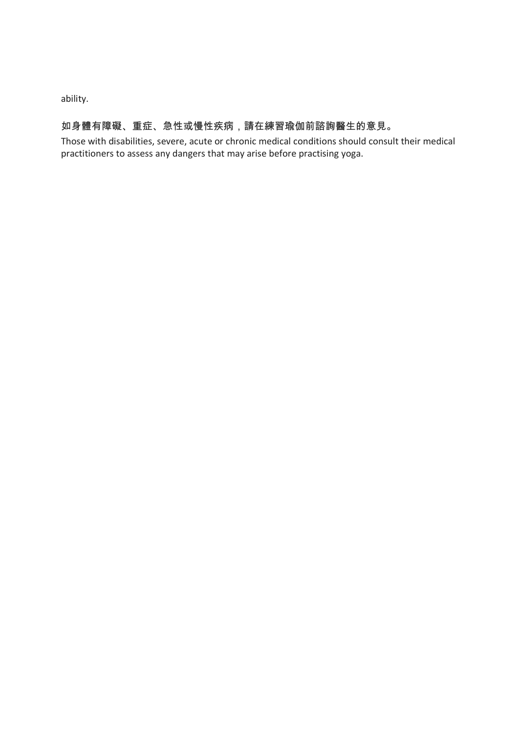ability.

**如身體有障礙、重症、急性或慢性疾病，請在練習瑜伽前諮詢醫生的意見。**

Those with disabilities, severe, acute or chronic medical conditions should consult their medical practitioners to assess any dangers that may arise before practising yoga.